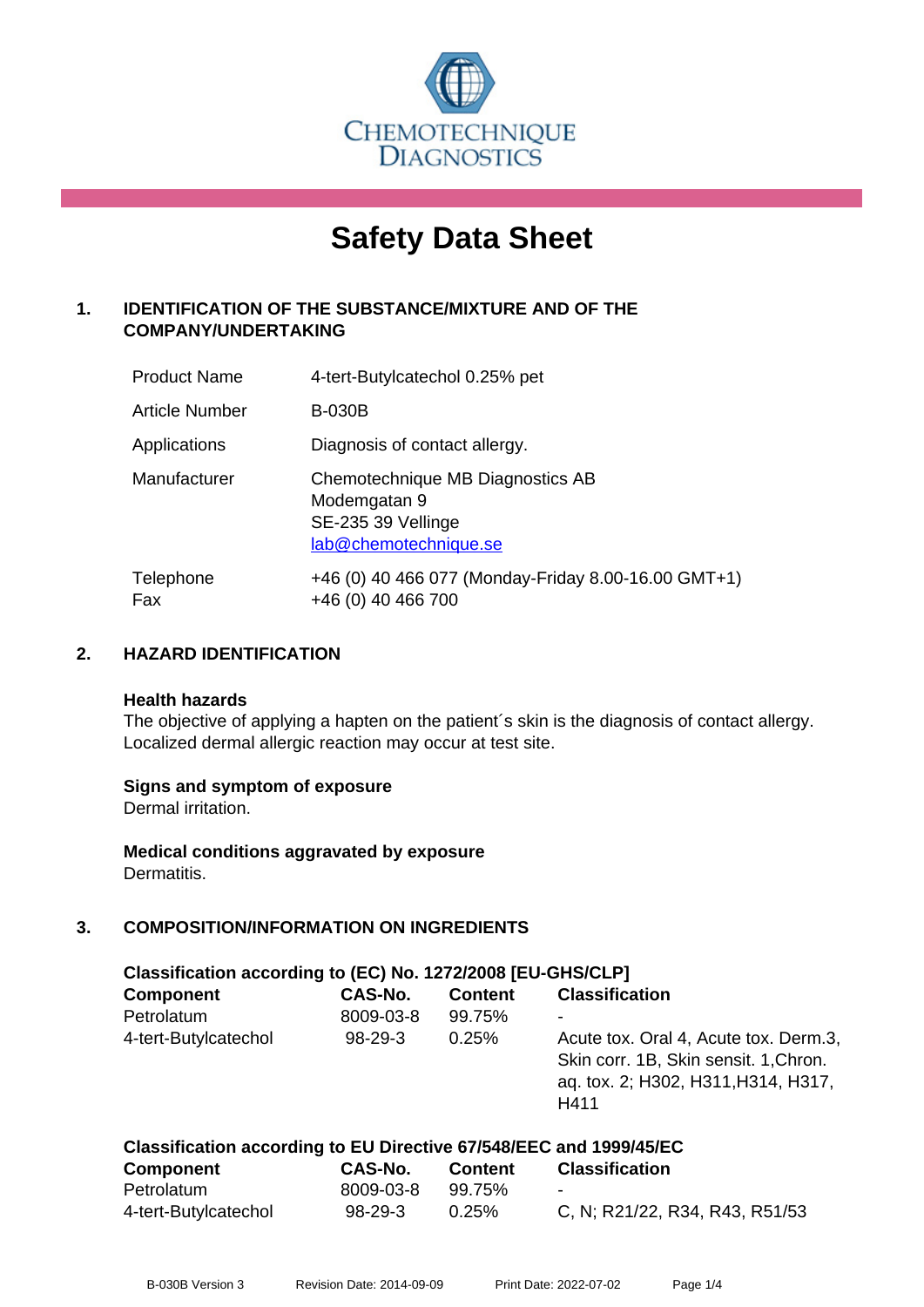CHEMOTECHNIQUE DIAGNOSTICS

# Safety Data Sheet

## 1. IDENTIFICATION OF THE SUBSTANCE/MIXTURE AND OF THE COMPANY/UNDERTAKING

| | |
|---|---|
| Product Name | 4-tert-Butylcatechol 0.25% pet |
| Article Number | B-030B |
| Applications | Diagnosis of contact allergy. |
| Manufacturer | Chemotechnique MB Diagnostics AB<br>Modemgatan 9<br>SE-235 39 Vellinge<br>lab@chemotechnique.se |
| Telephone<br>Fax | +46 (0) 40 466 077 (Monday-Friday 8.00-16.00 GMT+1)<br>+46 (0) 40 466 700 |

## 2. HAZARD IDENTIFICATION

**Health hazards**
The objective of applying a hapten on the patient´s skin is the diagnosis of contact allergy. Localized dermal allergic reaction may occur at test site.

**Signs and symptom of exposure**
Dermal irritation.

**Medical conditions aggravated by exposure**
Dermatitis.

## 3. COMPOSITION/INFORMATION ON INGREDIENTS

**Classification according to (EC) No. 1272/2008 [EU-GHS/CLP]**

| Component | CAS-No. | Content | Classification |
|---|---|---|---|
| Petrolatum | 8009-03-8 | 99.75% | - |
| 4-tert-Butylcatechol | 98-29-3 | 0.25% | Acute tox. Oral 4, Acute tox. Derm.3, Skin corr. 1B, Skin sensit. 1,Chron. aq. tox. 2; H302, H311,H314, H317, H411 |

**Classification according to EU Directive 67/548/EEC and 1999/45/EC**

| Component | CAS-No. | Content | Classification |
|---|---|---|---|
| Petrolatum | 8009-03-8 | 99.75% | - |
| 4-tert-Butylcatechol | 98-29-3 | 0.25% | C, N; R21/22, R34, R43, R51/53 |

B-030B Version 3 Revision Date: 2014-09-09 Print Date: 2022-07-02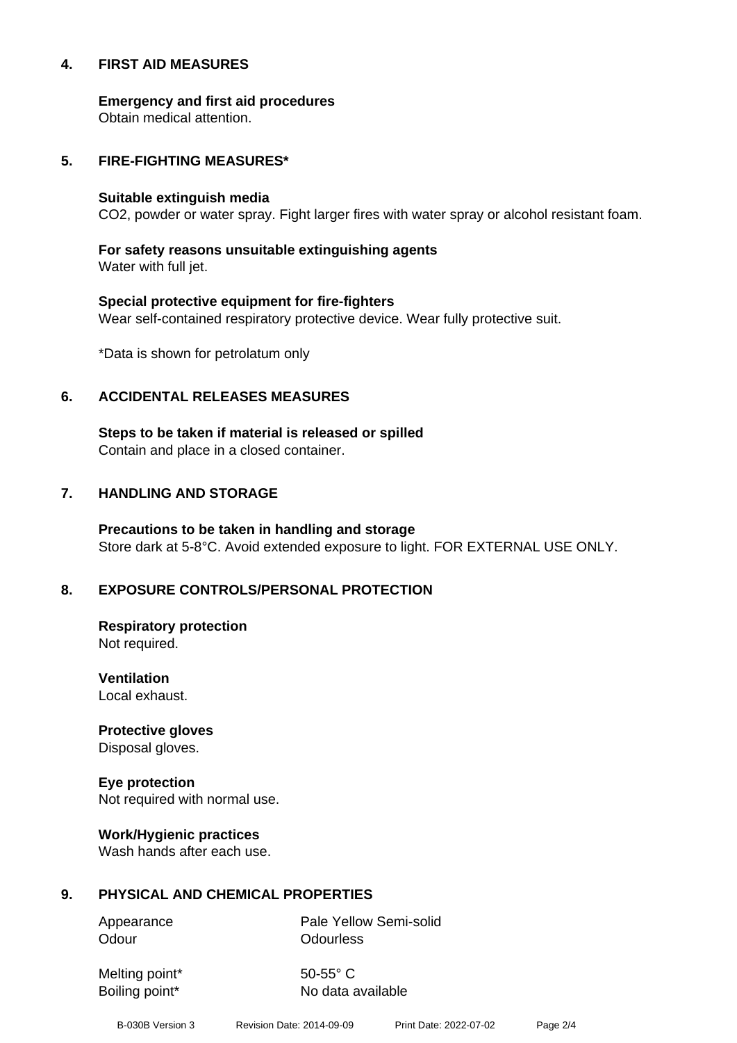## 4. FIRST AID MEASURES

**Emergency and first aid procedures**
Obtain medical attention.

## 5. FIRE-FIGHTING MEASURES*

**Suitable extinguish media**
CO2, powder or water spray. Fight larger fires with water spray or alcohol resistant foam.

**For safety reasons unsuitable extinguishing agents**
Water with full jet.

**Special protective equipment for fire-fighters**
Wear self-contained respiratory protective device. Wear fully protective suit.

*Data is shown for petrolatum only

## 6. ACCIDENTAL RELEASES MEASURES

**Steps to be taken if material is released or spilled**
Contain and place in a closed container.

## 7. HANDLING AND STORAGE

**Precautions to be taken in handling and storage**
Store dark at 5-8°C. Avoid extended exposure to light. FOR EXTERNAL USE ONLY.

## 8. EXPOSURE CONTROLS/PERSONAL PROTECTION

**Respiratory protection**
Not required.

**Ventilation**
Local exhaust.

**Protective gloves**
Disposal gloves.

**Eye protection**
Not required with normal use.

**Work/Hygienic practices**
Wash hands after each use.

## 9. PHYSICAL AND CHEMICAL PROPERTIES

| | |
|---|---|
| Appearance | Pale Yellow Semi-solid |
| Odour | Odourless |
| Melting point* | 50-55° C |
| Boiling point* | No data available |

B-030B Version 3 Revision Date: 2014-09-09 Print Date: 2022-07-02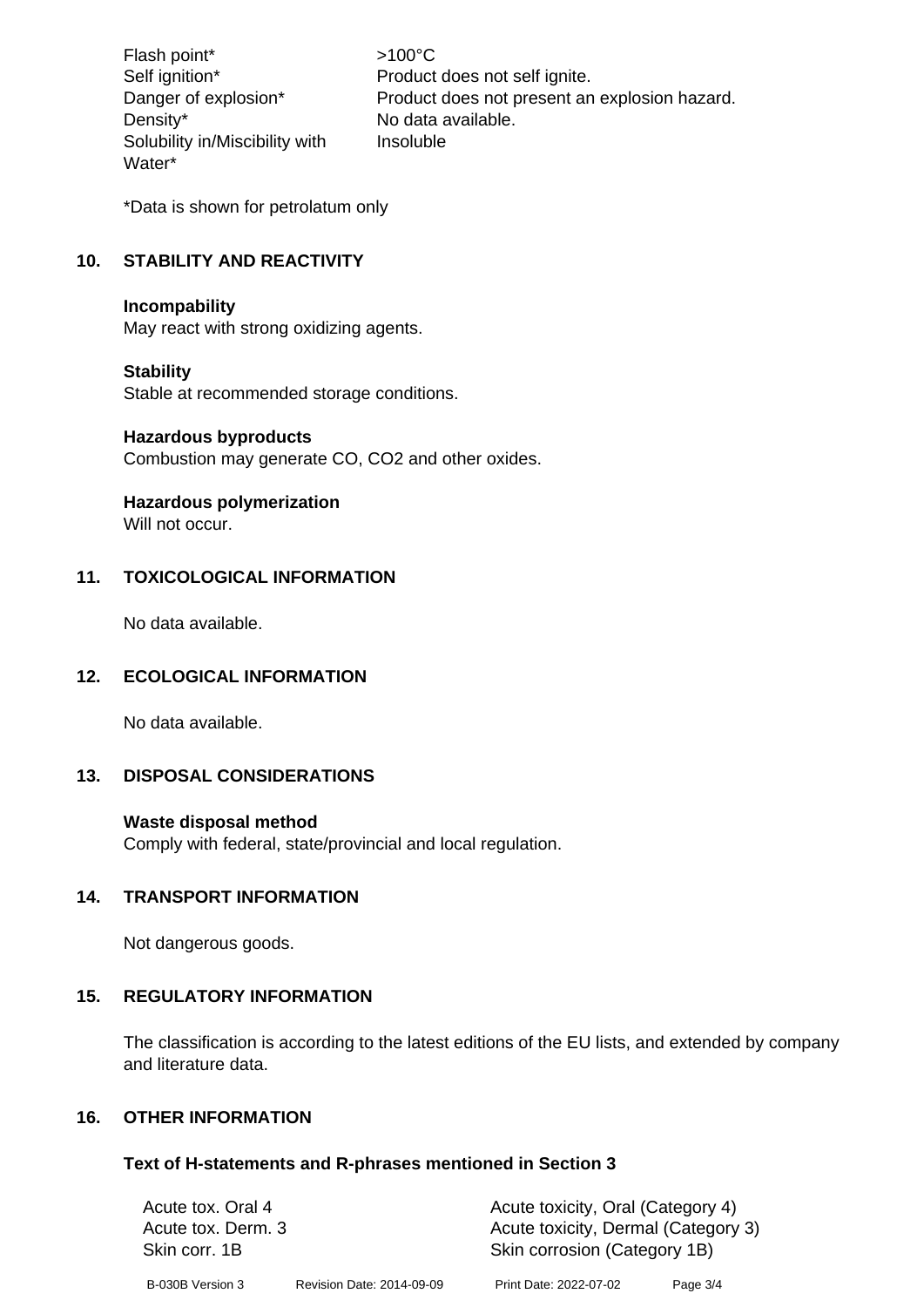| | |
|---|---|
| Flash point* | >100°C |
| Self ignition* | Product does not self ignite. |
| Danger of explosion* | Product does not present an explosion hazard. |
| Density* | No data available. |
| Solubility in/Miscibility with Water* | Insoluble |

*Data is shown for petrolatum only

## 10. STABILITY AND REACTIVITY

**Incompability**
May react with strong oxidizing agents.

**Stability**
Stable at recommended storage conditions.

**Hazardous byproducts**
Combustion may generate CO, $CO_2$ and other oxides.

**Hazardous polymerization**
Will not occur.

## 11. TOXICOLOGICAL INFORMATION

No data available.

## 12. ECOLOGICAL INFORMATION

No data available.

## 13. DISPOSAL CONSIDERATIONS

**Waste disposal method**
Comply with federal, state/provincial and local regulation.

## 14. TRANSPORT INFORMATION

Not dangerous goods.

## 15. REGULATORY INFORMATION

The classification is according to the latest editions of the EU lists, and extended by company and literature data.

## 16. OTHER INFORMATION

### Text of H-statements and R-phrases mentioned in Section 3

| | |
|---|---|
| Acute tox. Oral 4 | Acute toxicity, Oral (Category 4) |
| Acute tox. Derm. 3 | Acute toxicity, Dermal (Category 3) |
| Skin corr. 1B | Skin corrosion (Category 1B) |

B-030B Version 3 Revision Date: 2014-09-09 Print Date: 2022-07-02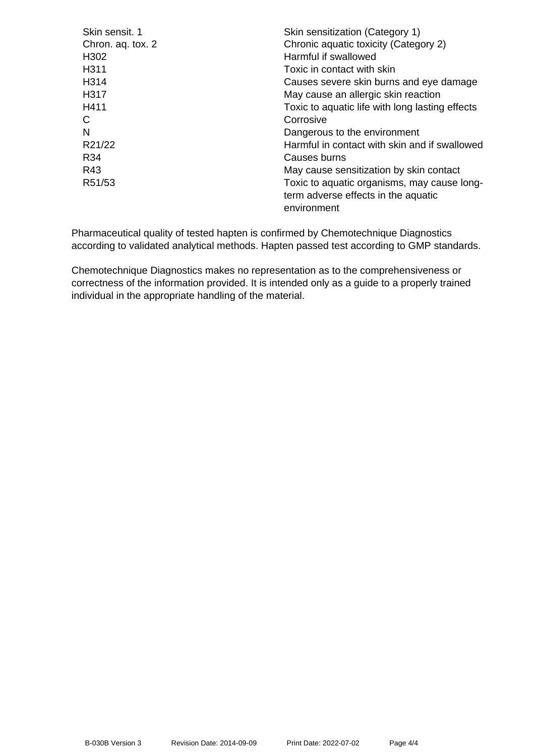| | |
|---|---|
| Skin sensit. 1 | Skin sensitization (Category 1) |
| Chron. aq. tox. 2 | Chronic aquatic toxicity (Category 2) |
| H302 | Harmful if swallowed |
| H311 | Toxic in contact with skin |
| H314 | Causes severe skin burns and eye damage |
| H317 | May cause an allergic skin reaction |
| H411 | Toxic to aquatic life with long lasting effects |
| C | Corrosive |
| N | Dangerous to the environment |
| R21/22 | Harmful in contact with skin and if swallowed |
| R34 | Causes burns |
| R43 | May cause sensitization by skin contact |
| R51/53 | Toxic to aquatic organisms, may cause long-term adverse effects in the aquatic environment |

Pharmaceutical quality of tested hapten is confirmed by Chemotechnique Diagnostics according to validated analytical methods. Hapten passed test according to GMP standards.

Chemotechnique Diagnostics makes no representation as to the comprehensiveness or correctness of the information provided. It is intended only as a guide to a properly trained individual in the appropriate handling of the material.